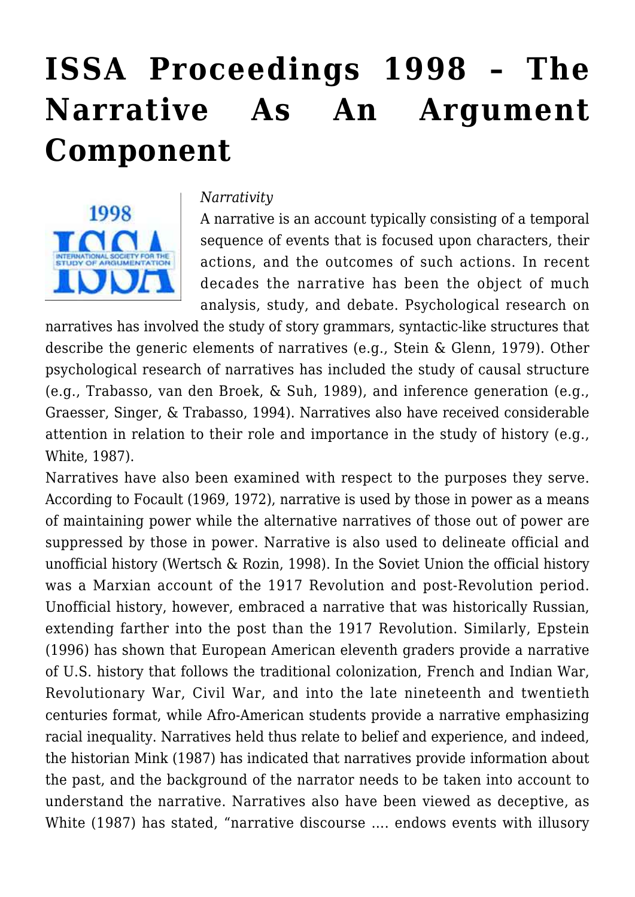# ISSA Proceedings 1998 – The Narrative As An Argument Component

*Narrativity*

A narrative is an account typically consisting of a temporal sequence of events that is focused upon characters, their actions, and the outcomes of such actions. In recent decades the narrative has been the object of much analysis, study, and debate. Psychological research on narratives has involved the study of story grammars, syntactic-like structures that describe the generic elements of narratives (e.g., Stein & Glenn, 1979). Other psychological research of narratives has included the study of causal structure (e.g., Trabasso, van den Broek, & Suh, 1989), and inference generation (e.g., Graesser, Singer, & Trabasso, 1994). Narratives also have received considerable attention in relation to their role and importance in the study of history (e.g., White, 1987).

Narratives have also been examined with respect to the purposes they serve. According to Focault (1969, 1972), narrative is used by those in power as a means of maintaining power while the alternative narratives of those out of power are suppressed by those in power. Narrative is also used to delineate official and unofficial history (Wertsch & Rozin, 1998). In the Soviet Union the official history was a Marxian account of the 1917 Revolution and post-Revolution period. Unofficial history, however, embraced a narrative that was historically Russian, extending farther into the post than the 1917 Revolution. Similarly, Epstein (1996) has shown that European American eleventh graders provide a narrative of U.S. history that follows the traditional colonization, French and Indian War, Revolutionary War, Civil War, and into the late nineteenth and twentieth centuries format, while Afro-American students provide a narrative emphasizing racial inequality. Narratives held thus relate to belief and experience, and indeed, the historian Mink (1987) has indicated that narratives provide information about the past, and the background of the narrator needs to be taken into account to understand the narrative. Narratives also have been viewed as deceptive, as White (1987) has stated, "narrative discourse .... endows events with illusory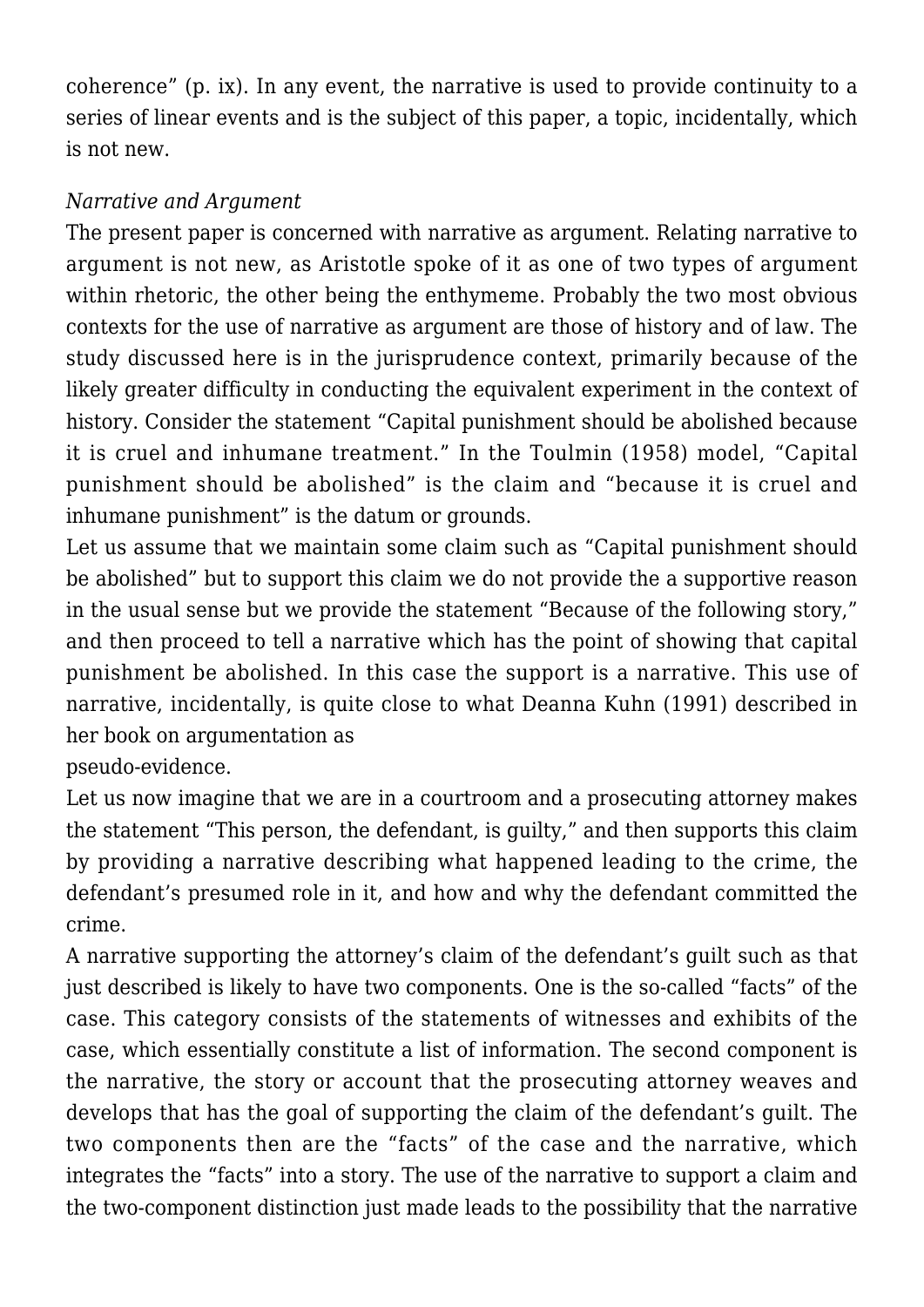coherence" (p. ix). In any event, the narrative is used to provide continuity to a series of linear events and is the subject of this paper, a topic, incidentally, which is not new.

*Narrative and Argument*

The present paper is concerned with narrative as argument. Relating narrative to argument is not new, as Aristotle spoke of it as one of two types of argument within rhetoric, the other being the enthymeme. Probably the two most obvious contexts for the use of narrative as argument are those of history and of law. The study discussed here is in the jurisprudence context, primarily because of the likely greater difficulty in conducting the equivalent experiment in the context of history. Consider the statement "Capital punishment should be abolished because it is cruel and inhumane treatment." In the Toulmin (1958) model, "Capital punishment should be abolished" is the claim and "because it is cruel and inhumane punishment" is the datum or grounds.

Let us assume that we maintain some claim such as "Capital punishment should be abolished" but to support this claim we do not provide the a supportive reason in the usual sense but we provide the statement "Because of the following story," and then proceed to tell a narrative which has the point of showing that capital punishment be abolished. In this case the support is a narrative. This use of narrative, incidentally, is quite close to what Deanna Kuhn (1991) described in her book on argumentation as pseudo-evidence.

Let us now imagine that we are in a courtroom and a prosecuting attorney makes the statement "This person, the defendant, is guilty," and then supports this claim by providing a narrative describing what happened leading to the crime, the defendant's presumed role in it, and how and why the defendant committed the crime.

A narrative supporting the attorney's claim of the defendant's guilt such as that just described is likely to have two components. One is the so-called "facts" of the case. This category consists of the statements of witnesses and exhibits of the case, which essentially constitute a list of information. The second component is the narrative, the story or account that the prosecuting attorney weaves and develops that has the goal of supporting the claim of the defendant's guilt. The two components then are the "facts" of the case and the narrative, which integrates the "facts" into a story. The use of the narrative to support a claim and the two-component distinction just made leads to the possibility that the narrative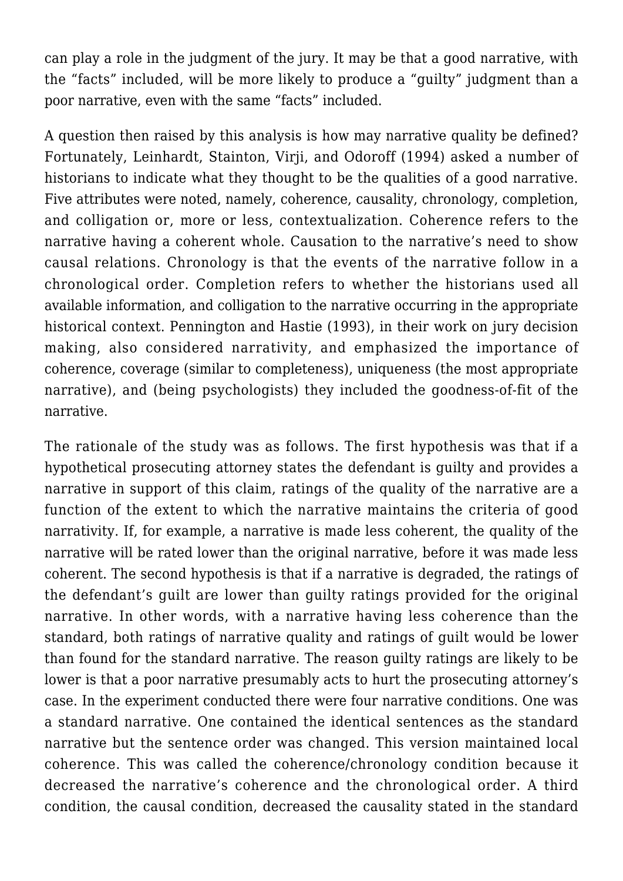can play a role in the judgment of the jury. It may be that a good narrative, with the "facts" included, will be more likely to produce a "guilty" judgment than a poor narrative, even with the same "facts" included.

A question then raised by this analysis is how may narrative quality be defined? Fortunately, Leinhardt, Stainton, Virji, and Odoroff (1994) asked a number of historians to indicate what they thought to be the qualities of a good narrative. Five attributes were noted, namely, coherence, causality, chronology, completion, and colligation or, more or less, contextualization. Coherence refers to the narrative having a coherent whole. Causation to the narrative's need to show causal relations. Chronology is that the events of the narrative follow in a chronological order. Completion refers to whether the historians used all available information, and colligation to the narrative occurring in the appropriate historical context. Pennington and Hastie (1993), in their work on jury decision making, also considered narrativity, and emphasized the importance of coherence, coverage (similar to completeness), uniqueness (the most appropriate narrative), and (being psychologists) they included the goodness-of-fit of the narrative.

The rationale of the study was as follows. The first hypothesis was that if a hypothetical prosecuting attorney states the defendant is guilty and provides a narrative in support of this claim, ratings of the quality of the narrative are a function of the extent to which the narrative maintains the criteria of good narrativity. If, for example, a narrative is made less coherent, the quality of the narrative will be rated lower than the original narrative, before it was made less coherent. The second hypothesis is that if a narrative is degraded, the ratings of the defendant's guilt are lower than guilty ratings provided for the original narrative. In other words, with a narrative having less coherence than the standard, both ratings of narrative quality and ratings of guilt would be lower than found for the standard narrative. The reason guilty ratings are likely to be lower is that a poor narrative presumably acts to hurt the prosecuting attorney's case. In the experiment conducted there were four narrative conditions. One was a standard narrative. One contained the identical sentences as the standard narrative but the sentence order was changed. This version maintained local coherence. This was called the coherence/chronology condition because it decreased the narrative's coherence and the chronological order. A third condition, the causal condition, decreased the causality stated in the standard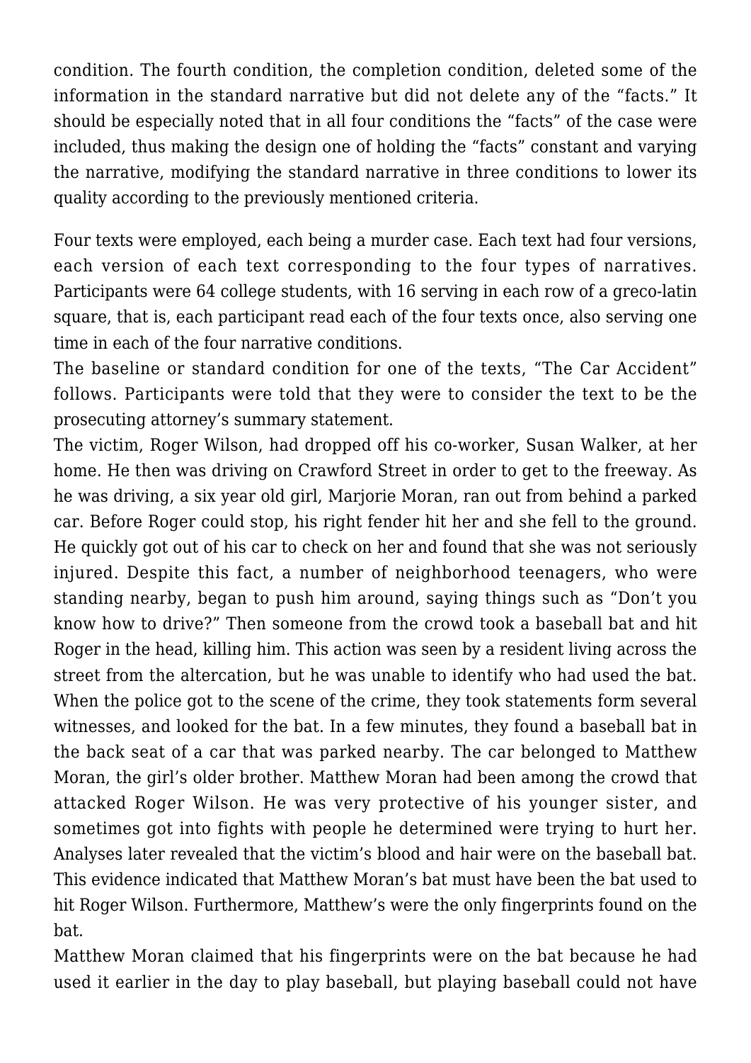condition. The fourth condition, the completion condition, deleted some of the information in the standard narrative but did not delete any of the "facts." It should be especially noted that in all four conditions the "facts" of the case were included, thus making the design one of holding the "facts" constant and varying the narrative, modifying the standard narrative in three conditions to lower its quality according to the previously mentioned criteria.

Four texts were employed, each being a murder case. Each text had four versions, each version of each text corresponding to the four types of narratives. Participants were 64 college students, with 16 serving in each row of a greco-latin square, that is, each participant read each of the four texts once, also serving one time in each of the four narrative conditions.

The baseline or standard condition for one of the texts, "The Car Accident" follows. Participants were told that they were to consider the text to be the prosecuting attorney's summary statement.

The victim, Roger Wilson, had dropped off his co-worker, Susan Walker, at her home. He then was driving on Crawford Street in order to get to the freeway. As he was driving, a six year old girl, Marjorie Moran, ran out from behind a parked car. Before Roger could stop, his right fender hit her and she fell to the ground. He quickly got out of his car to check on her and found that she was not seriously injured. Despite this fact, a number of neighborhood teenagers, who were standing nearby, began to push him around, saying things such as "Don't you know how to drive?" Then someone from the crowd took a baseball bat and hit Roger in the head, killing him. This action was seen by a resident living across the street from the altercation, but he was unable to identify who had used the bat. When the police got to the scene of the crime, they took statements form several witnesses, and looked for the bat. In a few minutes, they found a baseball bat in the back seat of a car that was parked nearby. The car belonged to Matthew Moran, the girl's older brother. Matthew Moran had been among the crowd that attacked Roger Wilson. He was very protective of his younger sister, and sometimes got into fights with people he determined were trying to hurt her. Analyses later revealed that the victim's blood and hair were on the baseball bat. This evidence indicated that Matthew Moran's bat must have been the bat used to hit Roger Wilson. Furthermore, Matthew's were the only fingerprints found on the bat.

Matthew Moran claimed that his fingerprints were on the bat because he had used it earlier in the day to play baseball, but playing baseball could not have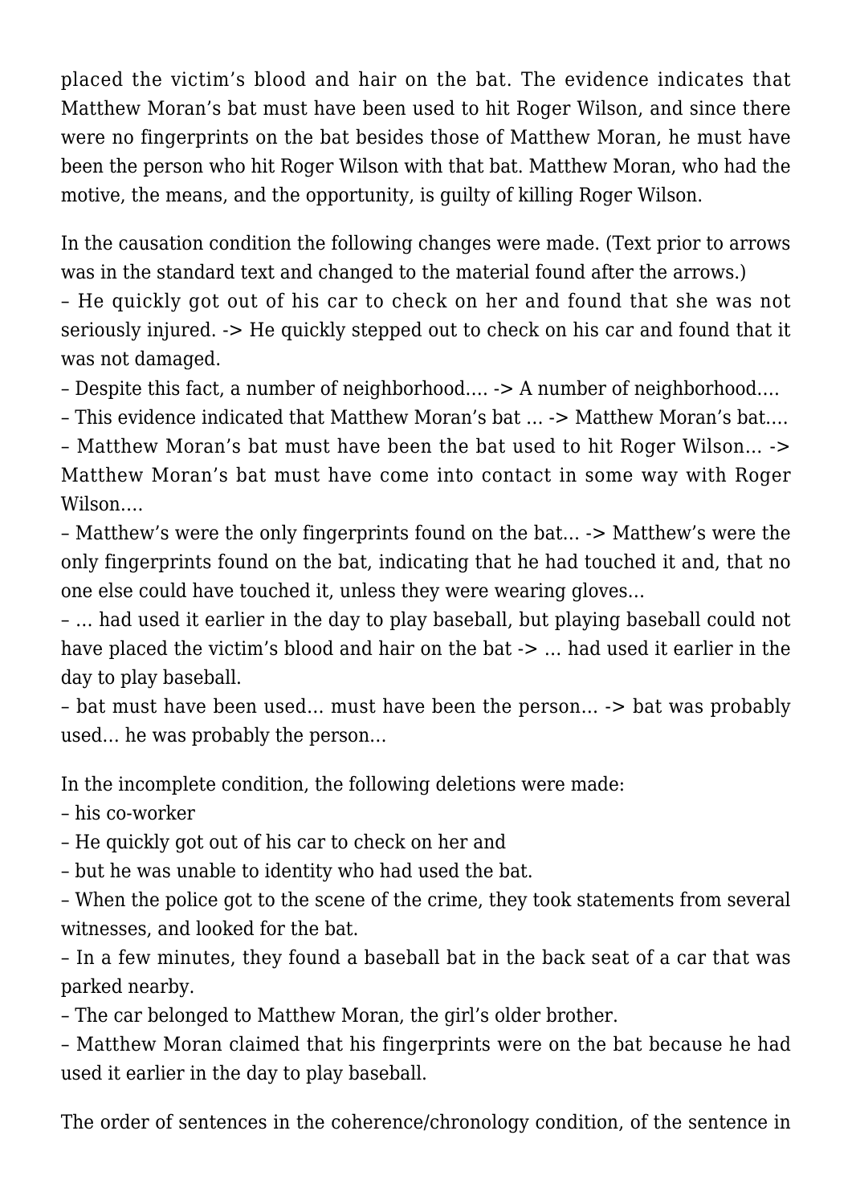placed the victim's blood and hair on the bat. The evidence indicates that Matthew Moran's bat must have been used to hit Roger Wilson, and since there were no fingerprints on the bat besides those of Matthew Moran, he must have been the person who hit Roger Wilson with that bat. Matthew Moran, who had the motive, the means, and the opportunity, is guilty of killing Roger Wilson.

In the causation condition the following changes were made. (Text prior to arrows was in the standard text and changed to the material found after the arrows.)

– He quickly got out of his car to check on her and found that she was not seriously injured. -> He quickly stepped out to check on his car and found that it was not damaged.

– Despite this fact, a number of neighborhood…. -> A number of neighborhood….

– This evidence indicated that Matthew Moran's bat … -> Matthew Moran's bat….

– Matthew Moran's bat must have been the bat used to hit Roger Wilson… -> Matthew Moran's bat must have come into contact in some way with Roger Wilson….

– Matthew's were the only fingerprints found on the bat… -> Matthew's were the only fingerprints found on the bat, indicating that he had touched it and, that no one else could have touched it, unless they were wearing gloves…

– … had used it earlier in the day to play baseball, but playing baseball could not have placed the victim's blood and hair on the bat -> … had used it earlier in the day to play baseball.

– bat must have been used… must have been the person… -> bat was probably used… he was probably the person…

In the incomplete condition, the following deletions were made:

– his co-worker

– He quickly got out of his car to check on her and

– but he was unable to identity who had used the bat.

– When the police got to the scene of the crime, they took statements from several witnesses, and looked for the bat.

– In a few minutes, they found a baseball bat in the back seat of a car that was parked nearby.

– The car belonged to Matthew Moran, the girl's older brother.

– Matthew Moran claimed that his fingerprints were on the bat because he had used it earlier in the day to play baseball.

The order of sentences in the coherence/chronology condition, of the sentence in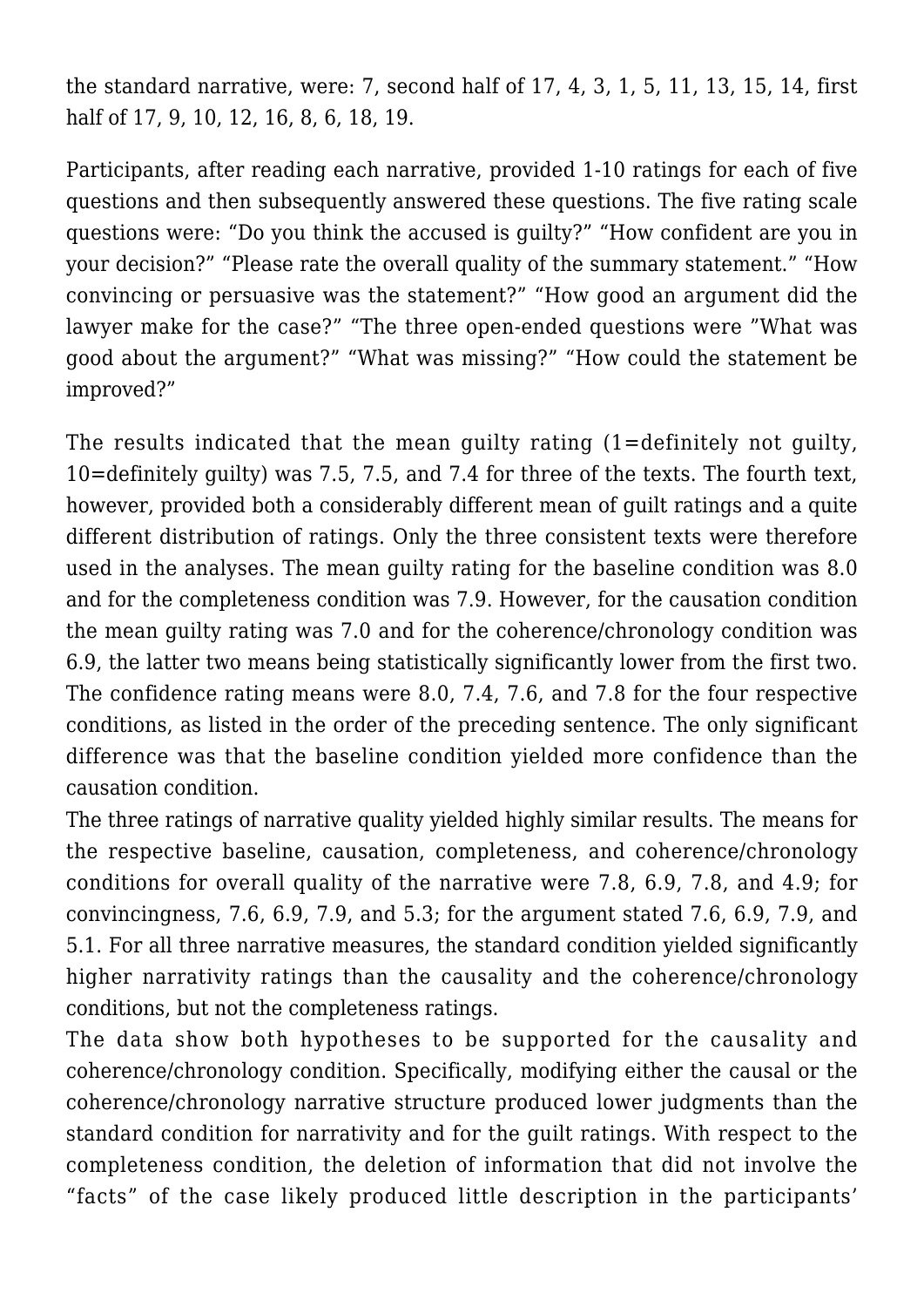the standard narrative, were: 7, second half of 17, 4, 3, 1, 5, 11, 13, 15, 14, first half of 17, 9, 10, 12, 16, 8, 6, 18, 19.

Participants, after reading each narrative, provided 1-10 ratings for each of five questions and then subsequently answered these questions. The five rating scale questions were: "Do you think the accused is guilty?" "How confident are you in your decision?" "Please rate the overall quality of the summary statement." "How convincing or persuasive was the statement?" "How good an argument did the lawyer make for the case?" "The three open-ended questions were "What was good about the argument?" "What was missing?" "How could the statement be improved?"

The results indicated that the mean guilty rating (1=definitely not guilty, 10=definitely guilty) was 7.5, 7.5, and 7.4 for three of the texts. The fourth text, however, provided both a considerably different mean of guilt ratings and a quite different distribution of ratings. Only the three consistent texts were therefore used in the analyses. The mean guilty rating for the baseline condition was 8.0 and for the completeness condition was 7.9. However, for the causation condition the mean guilty rating was 7.0 and for the coherence/chronology condition was 6.9, the latter two means being statistically significantly lower from the first two. The confidence rating means were 8.0, 7.4, 7.6, and 7.8 for the four respective conditions, as listed in the order of the preceding sentence. The only significant difference was that the baseline condition yielded more confidence than the causation condition.

The three ratings of narrative quality yielded highly similar results. The means for the respective baseline, causation, completeness, and coherence/chronology conditions for overall quality of the narrative were 7.8, 6.9, 7.8, and 4.9; for convincingness, 7.6, 6.9, 7.9, and 5.3; for the argument stated 7.6, 6.9, 7.9, and 5.1. For all three narrative measures, the standard condition yielded significantly higher narrativity ratings than the causality and the coherence/chronology conditions, but not the completeness ratings.

The data show both hypotheses to be supported for the causality and coherence/chronology condition. Specifically, modifying either the causal or the coherence/chronology narrative structure produced lower judgments than the standard condition for narrativity and for the guilt ratings. With respect to the completeness condition, the deletion of information that did not involve the "facts" of the case likely produced little description in the participants'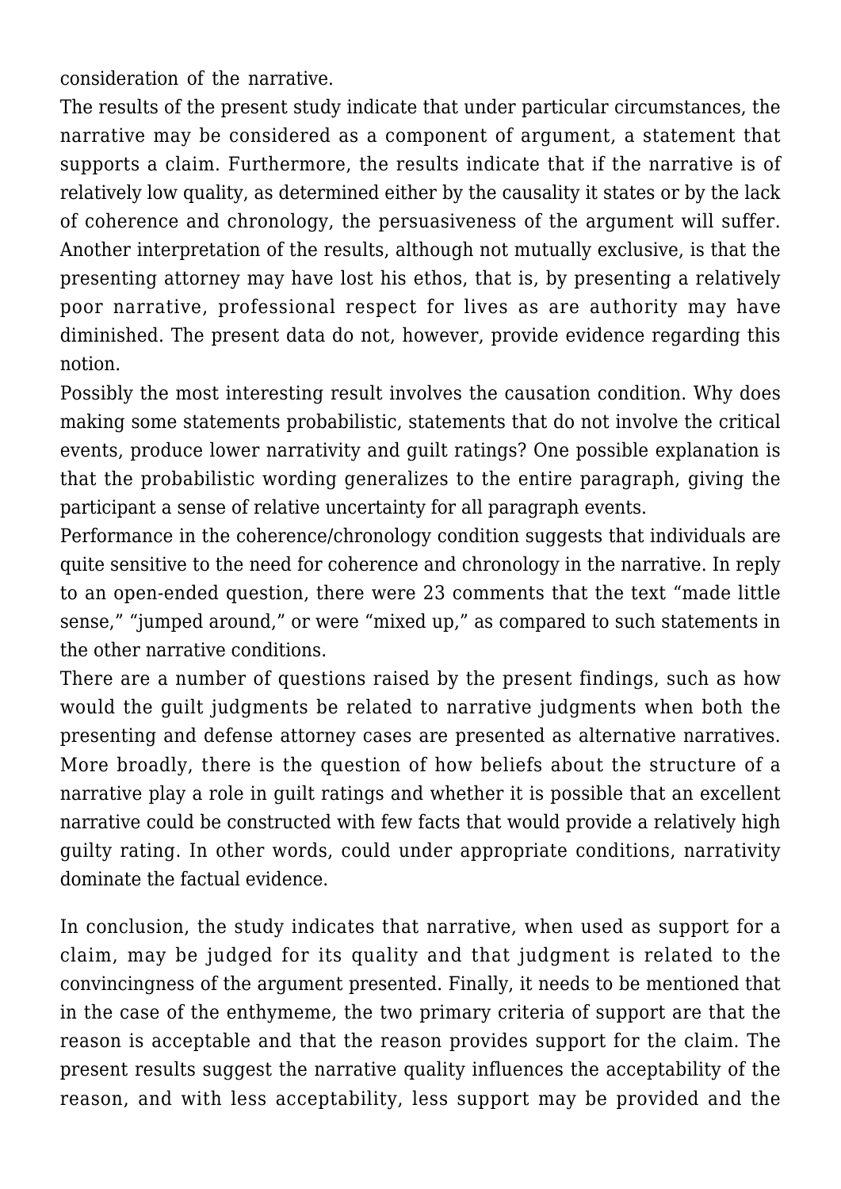consideration of the narrative.

The results of the present study indicate that under particular circumstances, the narrative may be considered as a component of argument, a statement that supports a claim. Furthermore, the results indicate that if the narrative is of relatively low quality, as determined either by the causality it states or by the lack of coherence and chronology, the persuasiveness of the argument will suffer. Another interpretation of the results, although not mutually exclusive, is that the presenting attorney may have lost his ethos, that is, by presenting a relatively poor narrative, professional respect for lives as are authority may have diminished. The present data do not, however, provide evidence regarding this notion.

Possibly the most interesting result involves the causation condition. Why does making some statements probabilistic, statements that do not involve the critical events, produce lower narrativity and guilt ratings? One possible explanation is that the probabilistic wording generalizes to the entire paragraph, giving the participant a sense of relative uncertainty for all paragraph events.

Performance in the coherence/chronology condition suggests that individuals are quite sensitive to the need for coherence and chronology in the narrative. In reply to an open-ended question, there were 23 comments that the text "made little sense," "jumped around," or were "mixed up," as compared to such statements in the other narrative conditions.

There are a number of questions raised by the present findings, such as how would the guilt judgments be related to narrative judgments when both the presenting and defense attorney cases are presented as alternative narratives. More broadly, there is the question of how beliefs about the structure of a narrative play a role in guilt ratings and whether it is possible that an excellent narrative could be constructed with few facts that would provide a relatively high guilty rating. In other words, could under appropriate conditions, narrativity dominate the factual evidence.

In conclusion, the study indicates that narrative, when used as support for a claim, may be judged for its quality and that judgment is related to the convincingness of the argument presented. Finally, it needs to be mentioned that in the case of the enthymeme, the two primary criteria of support are that the reason is acceptable and that the reason provides support for the claim. The present results suggest the narrative quality influences the acceptability of the reason, and with less acceptability, less support may be provided and the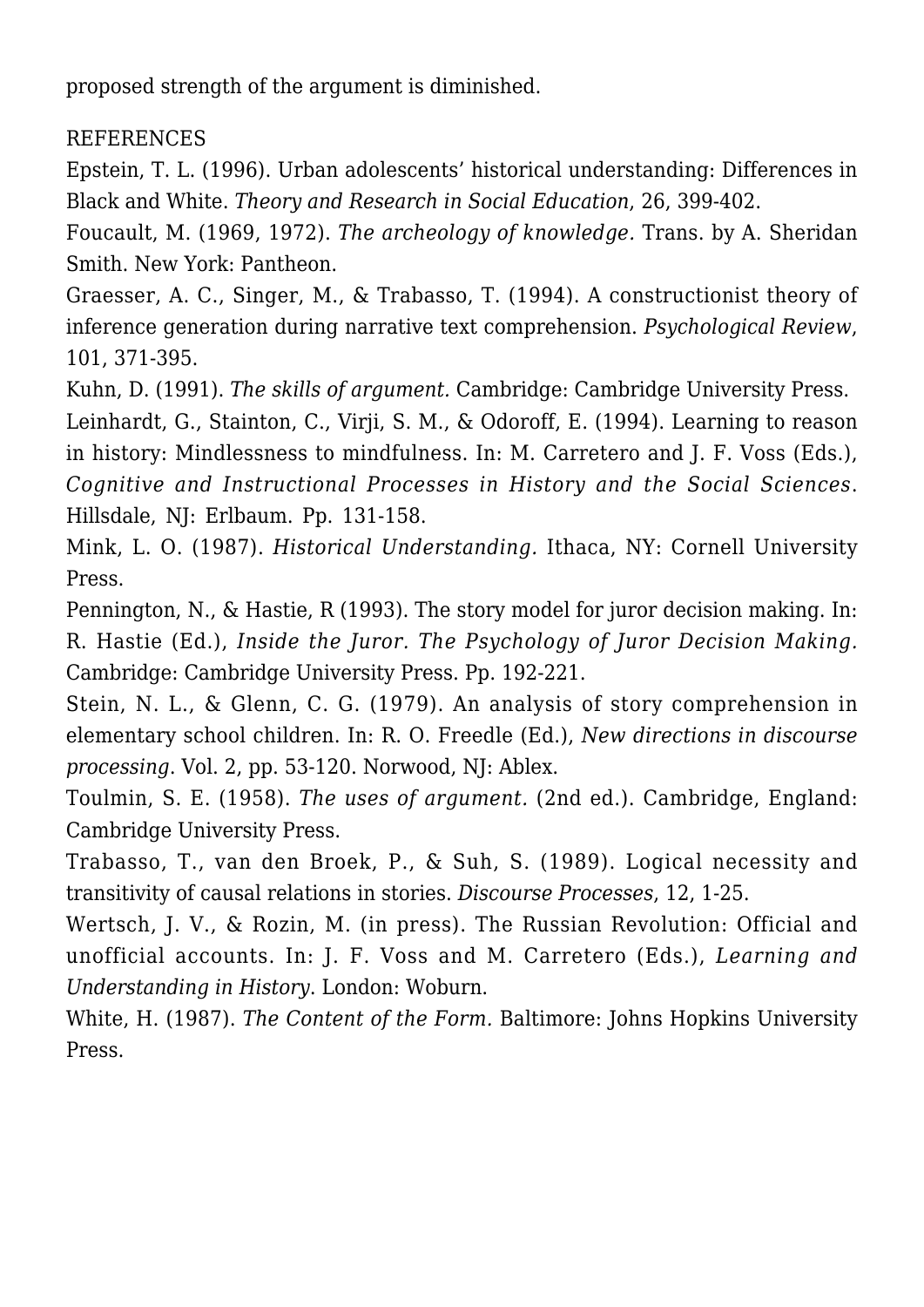proposed strength of the argument is diminished.

## REFERENCES

Epstein, T. L. (1996). Urban adolescents' historical understanding: Differences in Black and White. *Theory and Research in Social Education*, 26, 399-402.

Foucault, M. (1969, 1972). *The archeology of knowledge.* Trans. by A. Sheridan Smith. New York: Pantheon.

Graesser, A. C., Singer, M., & Trabasso, T. (1994). A constructionist theory of inference generation during narrative text comprehension. *Psychological Review*, 101, 371-395.

Kuhn, D. (1991). *The skills of argument.* Cambridge: Cambridge University Press.

Leinhardt, G., Stainton, C., Virji, S. M., & Odoroff, E. (1994). Learning to reason in history: Mindlessness to mindfulness. In: M. Carretero and J. F. Voss (Eds.), *Cognitive and Instructional Processes in History and the Social Sciences*. Hillsdale, NJ: Erlbaum. Pp. 131-158.

Mink, L. O. (1987). *Historical Understanding.* Ithaca, NY: Cornell University Press.

Pennington, N., & Hastie, R (1993). The story model for juror decision making. In: R. Hastie (Ed.), *Inside the Juror. The Psychology of Juror Decision Making.* Cambridge: Cambridge University Press. Pp. 192-221.

Stein, N. L., & Glenn, C. G. (1979). An analysis of story comprehension in elementary school children. In: R. O. Freedle (Ed.), *New directions in discourse processing*. Vol. 2, pp. 53-120. Norwood, NJ: Ablex.

Toulmin, S. E. (1958). *The uses of argument.* (2nd ed.). Cambridge, England: Cambridge University Press.

Trabasso, T., van den Broek, P., & Suh, S. (1989). Logical necessity and transitivity of causal relations in stories. *Discourse Processes*, 12, 1-25.

Wertsch, J. V., & Rozin, M. (in press). The Russian Revolution: Official and unofficial accounts. In: J. F. Voss and M. Carretero (Eds.), *Learning and Understanding in History*. London: Woburn.

White, H. (1987). *The Content of the Form.* Baltimore: Johns Hopkins University Press.